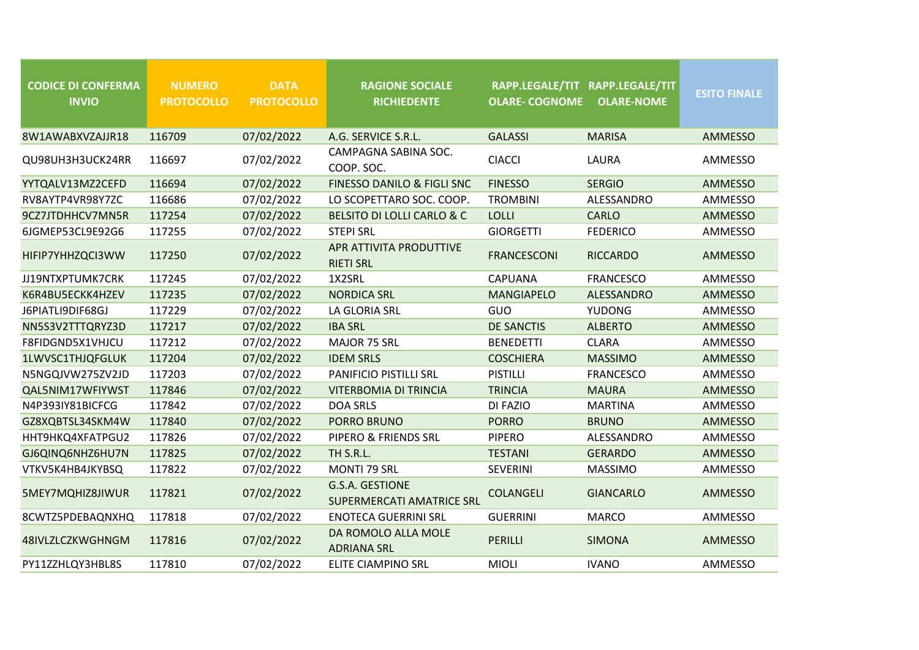| CODICE DI CONFERMA INVIO | NUMERO PROTOCOLLO | DATA PROTOCOLLO | RAGIONE SOCIALE RICHIEDENTE | RAPP.LEGALE/TITOLARE- COGNOME | RAPP.LEGALE/TITOLARE-NOME | ESITO FINALE |
|---|---|---|---|---|---|---|
| 8W1AWABXVZAJJR18 | 116709 | 07/02/2022 | A.G. SERVICE S.R.L. | GALASSI | MARISA | AMMESSO |
| QU98UH3H3UCK24RR | 116697 | 07/02/2022 | CAMPAGNA SABINA SOC. COOP. SOC. | CIACCI | LAURA | AMMESSO |
| YYTQALV13MZ2CEFD | 116694 | 07/02/2022 | FINESSO DANILO & FIGLI SNC | FINESSO | SERGIO | AMMESSO |
| RV8AYTP4VR98Y7ZC | 116686 | 07/02/2022 | LO SCOPETTARO SOC. COOP. | TROMBINI | ALESSANDRO | AMMESSO |
| 9CZ7JTDHHCV7MN5R | 117254 | 07/02/2022 | BELSITO DI LOLLI CARLO & C | LOLLI | CARLO | AMMESSO |
| 6JGMEP53CL9E92G6 | 117255 | 07/02/2022 | STEPI SRL | GIORGETTI | FEDERICO | AMMESSO |
| HIFIP7YHHZQCI3WW | 117250 | 07/02/2022 | APR ATTIVITA PRODUTTIVE RIETI SRL | FRANCESCONI | RICCARDO | AMMESSO |
| JJ19NTXPTUMK7CRK | 117245 | 07/02/2022 | 1X2SRL | CAPUANA | FRANCESCO | AMMESSO |
| K6R4BU5ECKK4HZEV | 117235 | 07/02/2022 | NORDICA SRL | MANGIAPELO | ALESSANDRO | AMMESSO |
| J6PIATLI9DIF68GJ | 117229 | 07/02/2022 | LA GLORIA SRL | GUO | YUDONG | AMMESSO |
| NN5S3V2TTTQRYZ3D | 117217 | 07/02/2022 | IBA SRL | DE SANCTIS | ALBERTO | AMMESSO |
| F8FIDGND5X1VHJCU | 117212 | 07/02/2022 | MAJOR 75 SRL | BENEDETTI | CLARA | AMMESSO |
| 1LWVSC1THJQFGLUK | 117204 | 07/02/2022 | IDEM SRLS | COSCHIERA | MASSIMO | AMMESSO |
| N5NGQJVW275ZV2JD | 117203 | 07/02/2022 | PANIFICIO PISTILLI SRL | PISTILLI | FRANCESCO | AMMESSO |
| QAL5NIM17WFIYWST | 117846 | 07/02/2022 | VITERBOMIA DI TRINCIA | TRINCIA | MAURA | AMMESSO |
| N4P393IY81BICFCG | 117842 | 07/02/2022 | DOA SRLS | DI FAZIO | MARTINA | AMMESSO |
| GZ8XQBTSL34SKM4W | 117840 | 07/02/2022 | PORRO BRUNO | PORRO | BRUNO | AMMESSO |
| HHT9HKQ4XFATPGU2 | 117826 | 07/02/2022 | PIPERO & FRIENDS SRL | PIPERO | ALESSANDRO | AMMESSO |
| GJ6QINQ6NHZ6HU7N | 117825 | 07/02/2022 | TH S.R.L. | TESTANI | GERARDO | AMMESSO |
| VTKV5K4HB4JKYBSQ | 117822 | 07/02/2022 | MONTI 79 SRL | SEVERINI | MASSIMO | AMMESSO |
| 5MEY7MQHIZ8JIWUR | 117821 | 07/02/2022 | G.S.A. GESTIONE SUPERMERCATI AMATRICE SRL | COLANGELI | GIANCARLO | AMMESSO |
| 8CWTZ5PDEBAQNXHQ | 117818 | 07/02/2022 | ENOTECA GUERRINI SRL | GUERRINI | MARCO | AMMESSO |
| 48IVLZLCZKWGHNGM | 117816 | 07/02/2022 | DA ROMOLO ALLA MOLE ADRIANA SRL | PERILLI | SIMONA | AMMESSO |
| PY11ZZHLQY3HBL8S | 117810 | 07/02/2022 | ELITE CIAMPINO SRL | MIOLI | IVANO | AMMESSO |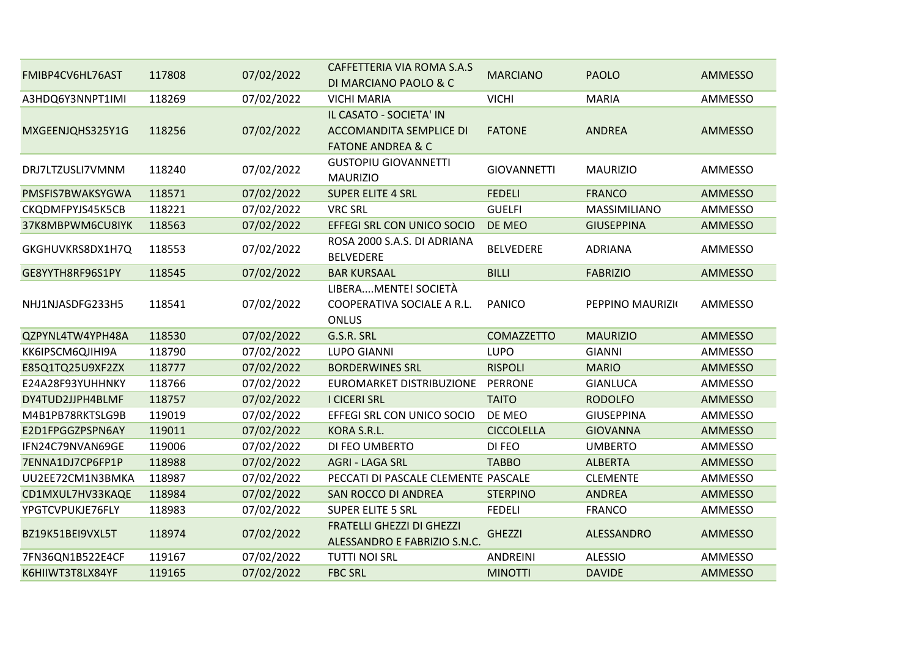| | | | | | | |
|---|---|---|---|---|---|---|
| FMIBP4CV6HL76AST | 117808 | 07/02/2022 | CAFFETTERIA VIA ROMA S.A.S DI MARCIANO PAOLO & C | MARCIANO | PAOLO | AMMESSO |
| A3HDQ6Y3NNPT1IMI | 118269 | 07/02/2022 | VICHI MARIA | VICHI | MARIA | AMMESSO |
| MXGEENJQHS325Y1G | 118256 | 07/02/2022 | IL CASATO - SOCIETA' IN ACCOMANDITA SEMPLICE DI FATONE ANDREA & C | FATONE | ANDREA | AMMESSO |
| DRJ7LTZUSLI7VMNM | 118240 | 07/02/2022 | GUSTOPIU GIOVANNETTI MAURIZIO | GIOVANNETTI | MAURIZIO | AMMESSO |
| PMSFIS7BWAKSYGWA | 118571 | 07/02/2022 | SUPER ELITE 4 SRL | FEDELI | FRANCO | AMMESSO |
| CKQDMFPYJS45K5CB | 118221 | 07/02/2022 | VRC SRL | GUELFI | MASSIMILIANO | AMMESSO |
| 37K8MBPWM6CU8IYK | 118563 | 07/02/2022 | EFFEGI SRL CON UNICO SOCIO | DE MEO | GIUSEPPINA | AMMESSO |
| GKGHUVKRS8DX1H7Q | 118553 | 07/02/2022 | ROSA 2000 S.A.S. DI ADRIANA BELVEDERE | BELVEDERE | ADRIANA | AMMESSO |
| GE8YYTH8RF96S1PY | 118545 | 07/02/2022 | BAR KURSAAL | BILLI | FABRIZIO | AMMESSO |
| NHJ1NJASDFG233H5 | 118541 | 07/02/2022 | LIBERA....MENTE! SOCIETÀ COOPERATIVA SOCIALE A R.L. ONLUS | PANICO | PEPPINO MAURIZI( | AMMESSO |
| QZPYNL4TW4YPH48A | 118530 | 07/02/2022 | G.S.R. SRL | COMAZZETTO | MAURIZIO | AMMESSO |
| KK6IPSCM6QJIHI9A | 118790 | 07/02/2022 | LUPO GIANNI | LUPO | GIANNI | AMMESSO |
| E85Q1TQ25U9XF2ZX | 118777 | 07/02/2022 | BORDERWINES SRL | RISPOLI | MARIO | AMMESSO |
| E24A28F93YUHHNKY | 118766 | 07/02/2022 | EUROMARKET DISTRIBUZIONE | PERRONE | GIANLUCA | AMMESSO |
| DY4TUD2JJPH4BLMF | 118757 | 07/02/2022 | I CICERI SRL | TAITO | RODOLFO | AMMESSO |
| M4B1PB78RKTSLG9B | 119019 | 07/02/2022 | EFFEGI SRL CON UNICO SOCIO | DE MEO | GIUSEPPINA | AMMESSO |
| E2D1FPGGZPSPN6AY | 119011 | 07/02/2022 | KORA S.R.L. | CICCOLELLA | GIOVANNA | AMMESSO |
| IFN24C79NVAN69GE | 119006 | 07/02/2022 | DI FEO UMBERTO | DI FEO | UMBERTO | AMMESSO |
| 7ENNA1DJ7CP6FP1P | 118988 | 07/02/2022 | AGRI - LAGA SRL | TABBO | ALBERTA | AMMESSO |
| UU2EE72CM1N3BMKA | 118987 | 07/02/2022 | PECCATI DI PASCALE CLEMENTE | PASCALE | CLEMENTE | AMMESSO |
| CD1MXUL7HV33KAQE | 118984 | 07/02/2022 | SAN ROCCO DI ANDREA | STERPINO | ANDREA | AMMESSO |
| YPGTCVPUKJE76FLY | 118983 | 07/02/2022 | SUPER ELITE 5 SRL | FEDELI | FRANCO | AMMESSO |
| BZ19K51BEI9VXL5T | 118974 | 07/02/2022 | FRATELLI GHEZZI DI GHEZZI ALESSANDRO E FABRIZIO S.N.C. | GHEZZI | ALESSANDRO | AMMESSO |
| 7FN36QN1B522E4CF | 119167 | 07/02/2022 | TUTTI NOI SRL | ANDREINI | ALESSIO | AMMESSO |
| K6HIIWT3T8LX84YF | 119165 | 07/02/2022 | FBC SRL | MINOTTI | DAVIDE | AMMESSO |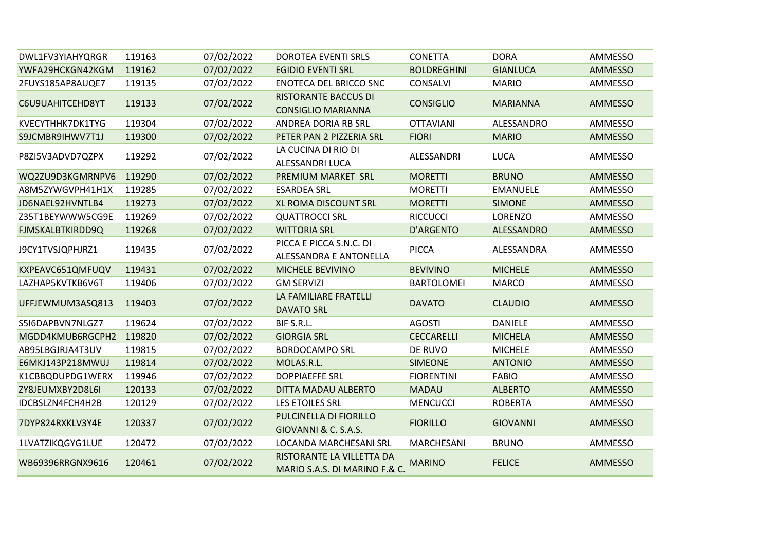| | | | | | | |
|---|---|---|---|---|---|---|
| DWL1FV3YIAHYQRGR | 119163 | 07/02/2022 | DOROTEA EVENTI SRLS | CONETTA | DORA | AMMESSO |
| YWFA29HCKGN42KGM | 119162 | 07/02/2022 | EGIDIO EVENTI SRL | BOLDREGHINI | GIANLUCA | AMMESSO |
| 2FUYS185AP8AUQE7 | 119135 | 07/02/2022 | ENOTECA DEL BRICCO SNC | CONSALVI | MARIO | AMMESSO |
| C6U9UAHITCEHD8YT | 119133 | 07/02/2022 | RISTORANTE BACCUS DI CONSIGLIO MARIANNA | CONSIGLIO | MARIANNA | AMMESSO |
| KVECYTHHK7DK1TYG | 119304 | 07/02/2022 | ANDREA DORIA RB SRL | OTTAVIANI | ALESSANDRO | AMMESSO |
| S9JCMBR9IHWV7T1J | 119300 | 07/02/2022 | PETER PAN 2 PIZZERIA SRL | FIORI | MARIO | AMMESSO |
| P8ZI5V3ADVD7QZPX | 119292 | 07/02/2022 | LA CUCINA DI RIO DI ALESSANDRI LUCA | ALESSANDRI | LUCA | AMMESSO |
| WQ2ZU9D3KGMRNPV6 | 119290 | 07/02/2022 | PREMIUM MARKET SRL | MORETTI | BRUNO | AMMESSO |
| A8M5ZYWGVPH41H1X | 119285 | 07/02/2022 | ESARDEA SRL | MORETTI | EMANUELE | AMMESSO |
| JD6NAEL92HVNTLB4 | 119273 | 07/02/2022 | XL ROMA DISCOUNT SRL | MORETTI | SIMONE | AMMESSO |
| Z35T1BEYWWW5CG9E | 119269 | 07/02/2022 | QUATTROCCI SRL | RICCUCCI | LORENZO | AMMESSO |
| FJMSKALBTKIRDD9Q | 119268 | 07/02/2022 | WITTORIA SRL | D'ARGENTO | ALESSANDRO | AMMESSO |
| J9CY1TVSJQPHJRZ1 | 119435 | 07/02/2022 | PICCA E PICCA S.N.C. DI ALESSANDRA E ANTONELLA | PICCA | ALESSANDRA | AMMESSO |
| KXPEAVC651QMFUQV | 119431 | 07/02/2022 | MICHELE BEVIVINO | BEVIVINO | MICHELE | AMMESSO |
| LAZHAP5KVTKB6V6T | 119406 | 07/02/2022 | GM SERVIZI | BARTOLOMEI | MARCO | AMMESSO |
| UFFJEWMUM3ASQ813 | 119403 | 07/02/2022 | LA FAMILIARE FRATELLI DAVATO SRL | DAVATO | CLAUDIO | AMMESSO |
| S5I6DAPBVN7NLGZ7 | 119624 | 07/02/2022 | BIF S.R.L. | AGOSTI | DANIELE | AMMESSO |
| MGDD4KMUB6RGCPH2 | 119820 | 07/02/2022 | GIORGIA SRL | CECCARELLI | MICHELA | AMMESSO |
| AB95LBGJRJA4T3UV | 119815 | 07/02/2022 | BORDOCAMPO SRL | DE RUVO | MICHELE | AMMESSO |
| E6MKJ143P218MWUJ | 119814 | 07/02/2022 | MOLAS.R.L. | SIMEONE | ANTONIO | AMMESSO |
| K1CBBQDUPDG1WERX | 119946 | 07/02/2022 | DOPPIAEFFE SRL | FIORENTINI | FABIO | AMMESSO |
| ZY8JEUMXBY2D8L6I | 120133 | 07/02/2022 | DITTA MADAU ALBERTO | MADAU | ALBERTO | AMMESSO |
| IDCBSLZN4FCH4H2B | 120129 | 07/02/2022 | LES ETOILES SRL | MENCUCCI | ROBERTA | AMMESSO |
| 7DYP824RXKLV3Y4E | 120337 | 07/02/2022 | PULCINELLA DI FIORILLO GIOVANNI & C. S.A.S. | FIORILLO | GIOVANNI | AMMESSO |
| 1LVATZIKQGYG1LUE | 120472 | 07/02/2022 | LOCANDA MARCHESANI SRL | MARCHESANI | BRUNO | AMMESSO |
| WB69396RRGNX9616 | 120461 | 07/02/2022 | RISTORANTE LA VILLETTA DA MARIO S.A.S. DI MARINO F.& C. | MARINO | FELICE | AMMESSO |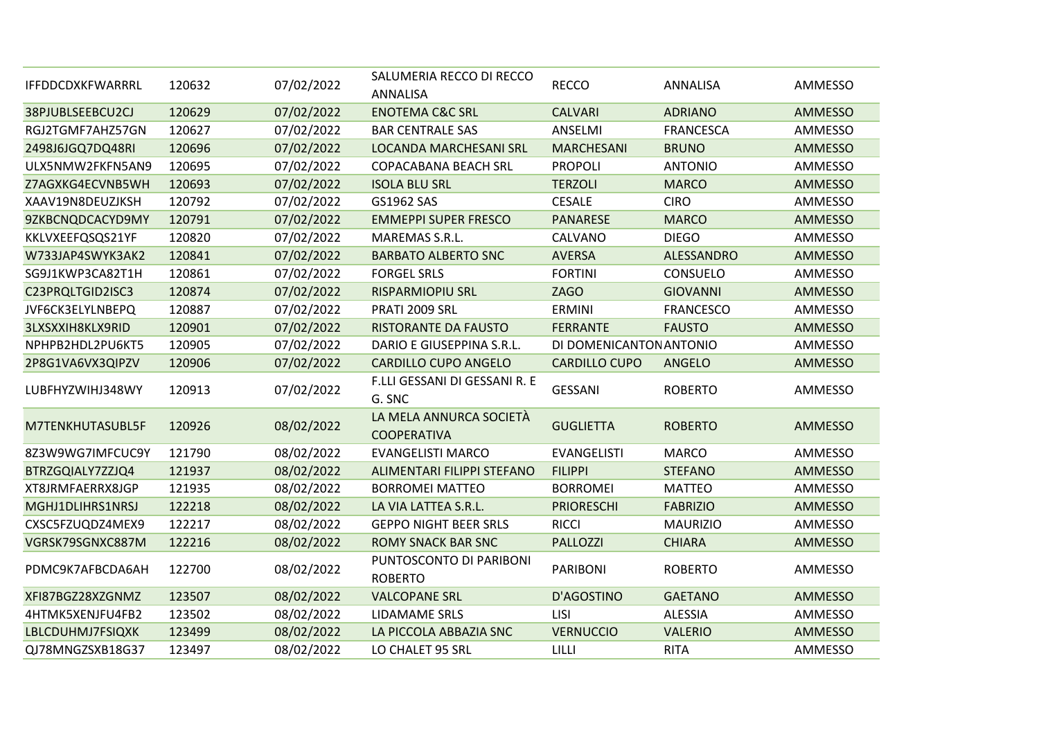| | | | | | | |
|---|---|---|---|---|---|---|
| IFFDDCDXKFWARRRL | 120632 | 07/02/2022 | SALUMERIA RECCO DI RECCO ANNALISA | RECCO | ANNALISA | AMMESSO |
| 38PJUBLSEEBCU2CJ | 120629 | 07/02/2022 | ENOTEMA C&C SRL | CALVARI | ADRIANO | AMMESSO |
| RGJ2TGMF7AHZ57GN | 120627 | 07/02/2022 | BAR CENTRALE SAS | ANSELMI | FRANCESCA | AMMESSO |
| 2498J6JGQ7DQ48RI | 120696 | 07/02/2022 | LOCANDA MARCHESANI SRL | MARCHESANI | BRUNO | AMMESSO |
| ULX5NMW2FKFN5AN9 | 120695 | 07/02/2022 | COPACABANA BEACH SRL | PROPOLI | ANTONIO | AMMESSO |
| Z7AGXKG4ECVNB5WH | 120693 | 07/02/2022 | ISOLA BLU SRL | TERZOLI | MARCO | AMMESSO |
| XAAV19N8DEUZJKSH | 120792 | 07/02/2022 | GS1962 SAS | CESALE | CIRO | AMMESSO |
| 9ZKBCNQDCACYD9MY | 120791 | 07/02/2022 | EMMEPPI SUPER FRESCO | PANARESE | MARCO | AMMESSO |
| KKLVXEEFQSQS21YF | 120820 | 07/02/2022 | MAREMAS S.R.L. | CALVANO | DIEGO | AMMESSO |
| W733JAP4SWYK3AK2 | 120841 | 07/02/2022 | BARBATO ALBERTO SNC | AVERSA | ALESSANDRO | AMMESSO |
| SG9J1KWP3CA82T1H | 120861 | 07/02/2022 | FORGEL SRLS | FORTINI | CONSUELO | AMMESSO |
| C23PRQLTGID2ISC3 | 120874 | 07/02/2022 | RISPARMIOPIU SRL | ZAGO | GIOVANNI | AMMESSO |
| JVF6CK3ELYLNBEPQ | 120887 | 07/02/2022 | PRATI 2009 SRL | ERMINI | FRANCESCO | AMMESSO |
| 3LXSXXIH8KLX9RID | 120901 | 07/02/2022 | RISTORANTE DA FAUSTO | FERRANTE | FAUSTO | AMMESSO |
| NPHPB2HDL2PU6KT5 | 120905 | 07/02/2022 | DARIO E GIUSEPPINA S.R.L. | DI DOMENICANTON | ANTONIO | AMMESSO |
| 2P8G1VA6VX3QIPZV | 120906 | 07/02/2022 | CARDILLO CUPO ANGELO | CARDILLO CUPO | ANGELO | AMMESSO |
| LUBFHYZWIHJ348WY | 120913 | 07/02/2022 | F.LLI GESSANI DI GESSANI R. E G. SNC | GESSANI | ROBERTO | AMMESSO |
| M7TENKHUTASUBL5F | 120926 | 08/02/2022 | LA MELA ANNURCA SOCIETÀ COOPERATIVA | GUGLIETTA | ROBERTO | AMMESSO |
| 8Z3W9WG7IMFCUC9Y | 121790 | 08/02/2022 | EVANGELISTI MARCO | EVANGELISTI | MARCO | AMMESSO |
| BTRZGQIALY7ZZJQ4 | 121937 | 08/02/2022 | ALIMENTARI FILIPPI STEFANO | FILIPPI | STEFANO | AMMESSO |
| XT8JRMFAERRX8JGP | 121935 | 08/02/2022 | BORROMEI MATTEO | BORROMEI | MATTEO | AMMESSO |
| MGHJ1DLIHRS1NRSJ | 122218 | 08/02/2022 | LA VIA LATTEA S.R.L. | PRIORESCHI | FABRIZIO | AMMESSO |
| CXSC5FZUQDZ4MEX9 | 122217 | 08/02/2022 | GEPPO NIGHT BEER SRLS | RICCI | MAURIZIO | AMMESSO |
| VGRSK79SGNXC887M | 122216 | 08/02/2022 | ROMY SNACK BAR SNC | PALLOZZI | CHIARA | AMMESSO |
| PDMC9K7AFBCDA6AH | 122700 | 08/02/2022 | PUNTOSCONTO DI PARIBONI ROBERTO | PARIBONI | ROBERTO | AMMESSO |
| XFI87BGZ28XZGNMZ | 123507 | 08/02/2022 | VALCOPANE SRL | D'AGOSTINO | GAETANO | AMMESSO |
| 4HTMK5XENJFU4FB2 | 123502 | 08/02/2022 | LIDAMAME SRLS | LISI | ALESSIA | AMMESSO |
| LBLCDUHMJ7FSIQXK | 123499 | 08/02/2022 | LA PICCOLA ABBAZIA SNC | VERNUCCIO | VALERIO | AMMESSO |
| QJ78MNGZSXB18G37 | 123497 | 08/02/2022 | LO CHALET 95 SRL | LILLI | RITA | AMMESSO |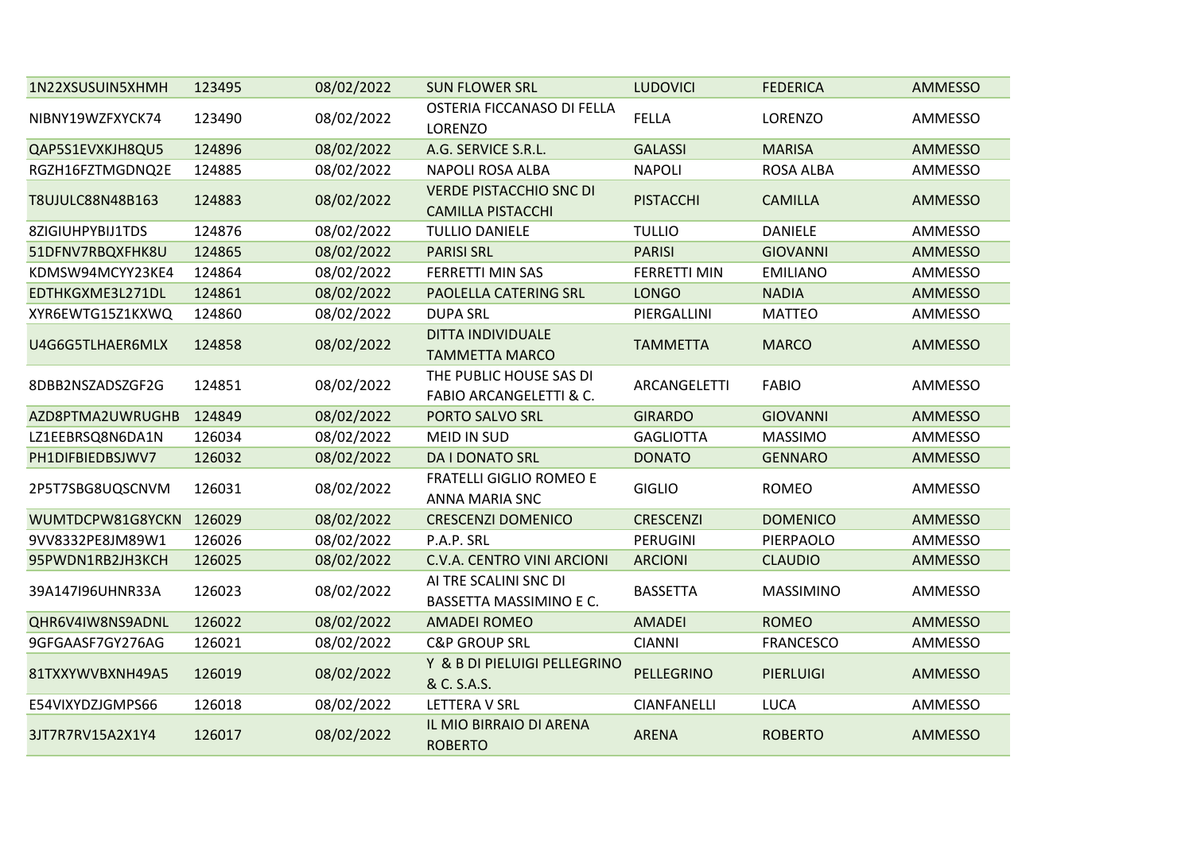| | | | | | | |
|---|---|---|---|---|---|---|
| 1N22XSUSUIN5XHMH | 123495 | 08/02/2022 | SUN FLOWER SRL | LUDOVICI | FEDERICA | AMMESSO |
| NIBNY19WZFXYCK74 | 123490 | 08/02/2022 | OSTERIA FICCANASO DI FELLA LORENZO | FELLA | LORENZO | AMMESSO |
| QAP5S1EVXKJH8QU5 | 124896 | 08/02/2022 | A.G. SERVICE S.R.L. | GALASSI | MARISA | AMMESSO |
| RGZH16FZTMGDNQ2E | 124885 | 08/02/2022 | NAPOLI ROSA ALBA | NAPOLI | ROSA ALBA | AMMESSO |
| T8UJULC88N48B163 | 124883 | 08/02/2022 | VERDE PISTACCHIO SNC DI CAMILLA PISTACCHI | PISTACCHI | CAMILLA | AMMESSO |
| 8ZIGIUHPYBIJ1TDS | 124876 | 08/02/2022 | TULLIO DANIELE | TULLIO | DANIELE | AMMESSO |
| 51DFNV7RBQXFHK8U | 124865 | 08/02/2022 | PARISI SRL | PARISI | GIOVANNI | AMMESSO |
| KDMSW94MCYY23KE4 | 124864 | 08/02/2022 | FERRETTI MIN SAS | FERRETTI MIN | EMILIANO | AMMESSO |
| EDTHKGXME3L271DL | 124861 | 08/02/2022 | PAOLELLA CATERING SRL | LONGO | NADIA | AMMESSO |
| XYR6EWTG15Z1KXWQ | 124860 | 08/02/2022 | DUPA SRL | PIERGALLINI | MATTEO | AMMESSO |
| U4G6G5TLHAER6MLX | 124858 | 08/02/2022 | DITTA INDIVIDUALE TAMMETTA MARCO | TAMMETTA | MARCO | AMMESSO |
| 8DBB2NSZADSZGF2G | 124851 | 08/02/2022 | THE PUBLIC HOUSE SAS DI FABIO ARCANGELETTI & C. | ARCANGELETTI | FABIO | AMMESSO |
| AZD8PTMA2UWRUGHB | 124849 | 08/02/2022 | PORTO SALVO SRL | GIRARDO | GIOVANNI | AMMESSO |
| LZ1EEBRSQ8N6DA1N | 126034 | 08/02/2022 | MEID IN SUD | GAGLIOTTA | MASSIMO | AMMESSO |
| PH1DIFBIEDBSJWV7 | 126032 | 08/02/2022 | DA I DONATO SRL | DONATO | GENNARO | AMMESSO |
| 2P5T7SBG8UQSCNVM | 126031 | 08/02/2022 | FRATELLI GIGLIO ROMEO E ANNA MARIA SNC | GIGLIO | ROMEO | AMMESSO |
| WUMTDCPW81G8YCKN | 126029 | 08/02/2022 | CRESCENZI DOMENICO | CRESCENZI | DOMENICO | AMMESSO |
| 9VV8332PE8JM89W1 | 126026 | 08/02/2022 | P.A.P. SRL | PERUGINI | PIERPAOLO | AMMESSO |
| 95PWDN1RB2JH3KCH | 126025 | 08/02/2022 | C.V.A. CENTRO VINI ARCIONI | ARCIONI | CLAUDIO | AMMESSO |
| 39A147I96UHNR33A | 126023 | 08/02/2022 | AI TRE SCALINI SNC DI BASSETTA MASSIMINO E C. | BASSETTA | MASSIMINO | AMMESSO |
| QHR6V4IW8NS9ADNL | 126022 | 08/02/2022 | AMADEI ROMEO | AMADEI | ROMEO | AMMESSO |
| 9GFGAASF7GY276AG | 126021 | 08/02/2022 | C&P GROUP SRL | CIANNI | FRANCESCO | AMMESSO |
| 81TXXYWVBXNH49A5 | 126019 | 08/02/2022 | Y & B DI PIELUIGI PELLEGRINO & C. S.A.S. | PELLEGRINO | PIERLUIGI | AMMESSO |
| E54VIXYDZJGMPS66 | 126018 | 08/02/2022 | LETTERA V SRL | CIANFANELLI | LUCA | AMMESSO |
| 3JT7R7RV15A2X1Y4 | 126017 | 08/02/2022 | IL MIO BIRRAIO DI ARENA ROBERTO | ARENA | ROBERTO | AMMESSO |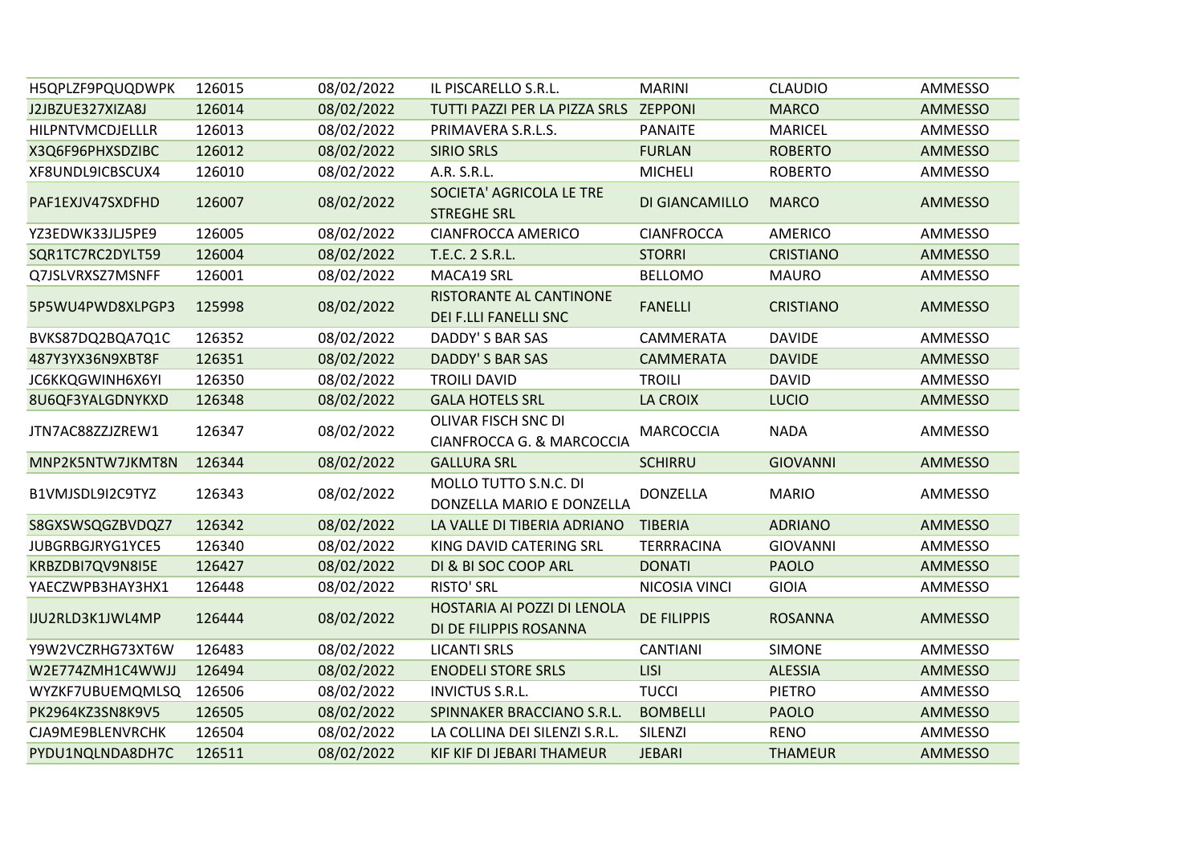| | | | | | | |
|---|---|---|---|---|---|---|
| H5QPLZF9PQUQDWPK | 126015 | 08/02/2022 | IL PISCARELLO S.R.L. | MARINI | CLAUDIO | AMMESSO |
| J2JBZUE327XIZA8J | 126014 | 08/02/2022 | TUTTI PAZZI PER LA PIZZA SRLS | ZEPPONI | MARCO | AMMESSO |
| HILPNTVMCDJELLLR | 126013 | 08/02/2022 | PRIMAVERA S.R.L.S. | PANAITE | MARICEL | AMMESSO |
| X3Q6F96PHXSDZIBC | 126012 | 08/02/2022 | SIRIO SRLS | FURLAN | ROBERTO | AMMESSO |
| XF8UNDL9ICBSCUX4 | 126010 | 08/02/2022 | A.R. S.R.L. | MICHELI | ROBERTO | AMMESSO |
| PAF1EXJV47SXDFHD | 126007 | 08/02/2022 | SOCIETA' AGRICOLA LE TRE STREGHE SRL | DI GIANCAMILLO | MARCO | AMMESSO |
| YZ3EDWK33JLJ5PE9 | 126005 | 08/02/2022 | CIANFROCCA AMERICO | CIANFROCCA | AMERICO | AMMESSO |
| SQR1TC7RC2DYLT59 | 126004 | 08/02/2022 | T.E.C. 2 S.R.L. | STORRI | CRISTIANO | AMMESSO |
| Q7JSLVRXSZ7MSNFF | 126001 | 08/02/2022 | MACA19 SRL | BELLOMO | MAURO | AMMESSO |
| 5P5WU4PWD8XLPGP3 | 125998 | 08/02/2022 | RISTORANTE AL CANTINONE DEI F.LLI FANELLI SNC | FANELLI | CRISTIANO | AMMESSO |
| BVKS87DQ2BQA7Q1C | 126352 | 08/02/2022 | DADDY' S BAR SAS | CAMMERATA | DAVIDE | AMMESSO |
| 487Y3YX36N9XBT8F | 126351 | 08/02/2022 | DADDY' S BAR SAS | CAMMERATA | DAVIDE | AMMESSO |
| JC6KKQGWINH6X6YI | 126350 | 08/02/2022 | TROILI DAVID | TROILI | DAVID | AMMESSO |
| 8U6QF3YALGDNYKXD | 126348 | 08/02/2022 | GALA HOTELS SRL | LA CROIX | LUCIO | AMMESSO |
| JTN7AC88ZZJZREW1 | 126347 | 08/02/2022 | OLIVAR FISCH SNC DI CIANFROCCA G. & MARCOCCIA | MARCOCCIA | NADA | AMMESSO |
| MNP2K5NTW7JKMT8N | 126344 | 08/02/2022 | GALLURA SRL | SCHIRRU | GIOVANNI | AMMESSO |
| B1VMJSDL9I2C9TYZ | 126343 | 08/02/2022 | MOLLO TUTTO S.N.C. DI DONZELLA MARIO E DONZELLA | DONZELLA | MARIO | AMMESSO |
| S8GXSWSQGZBVDQZ7 | 126342 | 08/02/2022 | LA VALLE DI TIBERIA ADRIANO | TIBERIA | ADRIANO | AMMESSO |
| JUBGRBGJRYG1YCE5 | 126340 | 08/02/2022 | KING DAVID CATERING SRL | TERRRACINA | GIOVANNI | AMMESSO |
| KRBZDBI7QV9N8I5E | 126427 | 08/02/2022 | DI & BI SOC COOP ARL | DONATI | PAOLO | AMMESSO |
| YAECZWPB3HAY3HX1 | 126448 | 08/02/2022 | RISTO' SRL | NICOSIA VINCI | GIOIA | AMMESSO |
| IJU2RLD3K1JWL4MP | 126444 | 08/02/2022 | HOSTARIA AI POZZI DI LENOLA DI DE FILIPPIS ROSANNA | DE FILIPPIS | ROSANNA | AMMESSO |
| Y9W2VCZRHG73XT6W | 126483 | 08/02/2022 | LICANTI SRLS | CANTIANI | SIMONE | AMMESSO |
| W2E774ZMH1C4WWJJ | 126494 | 08/02/2022 | ENODELI STORE SRLS | LISI | ALESSIA | AMMESSO |
| WYZKF7UBUEMQMLSQ | 126506 | 08/02/2022 | INVICTUS S.R.L. | TUCCI | PIETRO | AMMESSO |
| PK2964KZ3SN8K9V5 | 126505 | 08/02/2022 | SPINNAKER BRACCIANO S.R.L. | BOMBELLI | PAOLO | AMMESSO |
| CJA9ME9BLENVRCHK | 126504 | 08/02/2022 | LA COLLINA DEI SILENZI S.R.L. | SILENZI | RENO | AMMESSO |
| PYDU1NQLNDA8DH7C | 126511 | 08/02/2022 | KIF KIF DI JEBARI THAMEUR | JEBARI | THAMEUR | AMMESSO |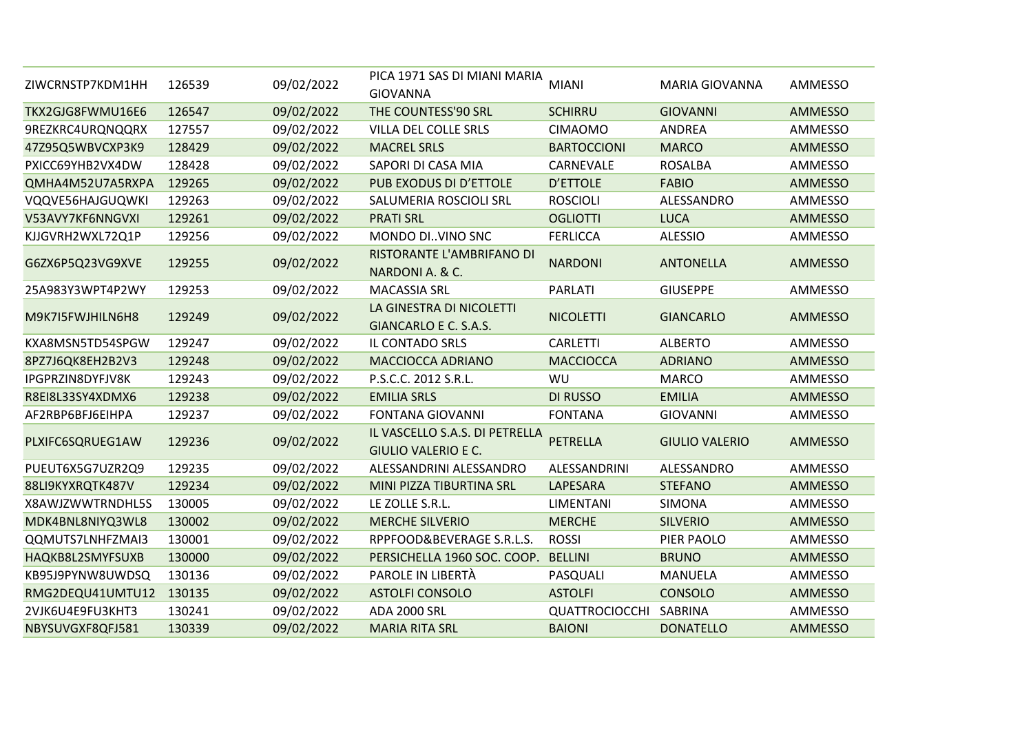| | | | | | | |
|---|---|---|---|---|---|---|
| ZIWCRNSTP7KDM1HH | 126539 | 09/02/2022 | PICA 1971 SAS DI MIANI MARIA GIOVANNA | MIANI | MARIA GIOVANNA | AMMESSO |
| TKX2GJG8FWMU16E6 | 126547 | 09/02/2022 | THE COUNTESS'90 SRL | SCHIRRU | GIOVANNI | AMMESSO |
| 9REZKRC4URQNQQRX | 127557 | 09/02/2022 | VILLA DEL COLLE SRLS | CIMAOMO | ANDREA | AMMESSO |
| 47Z95Q5WBVCXP3K9 | 128429 | 09/02/2022 | MACREL SRLS | BARTOCCIONI | MARCO | AMMESSO |
| PXICC69YHB2VX4DW | 128428 | 09/02/2022 | SAPORI DI CASA MIA | CARNEVALE | ROSALBA | AMMESSO |
| QMHA4M52U7A5RXPA | 129265 | 09/02/2022 | PUB EXODUS DI D'ETTOLE | D'ETTOLE | FABIO | AMMESSO |
| VQQVE56HAJGUQWKI | 129263 | 09/02/2022 | SALUMERIA ROSCIOLI SRL | ROSCIOLI | ALESSANDRO | AMMESSO |
| V53AVY7KF6NNGVXI | 129261 | 09/02/2022 | PRATI SRL | OGLIOTTI | LUCA | AMMESSO |
| KJJGVRH2WXL72Q1P | 129256 | 09/02/2022 | MONDO DI..VINO SNC | FERLICCA | ALESSIO | AMMESSO |
| G6ZX6P5Q23VG9XVE | 129255 | 09/02/2022 | RISTORANTE L'AMBRIFANO DI NARDONI A. & C. | NARDONI | ANTONELLA | AMMESSO |
| 25A983Y3WPT4P2WY | 129253 | 09/02/2022 | MACASSIA SRL | PARLATI | GIUSEPPE | AMMESSO |
| M9K7I5FWJHILN6H8 | 129249 | 09/02/2022 | LA GINESTRA DI NICOLETTI GIANCARLO E C. S.A.S. | NICOLETTI | GIANCARLO | AMMESSO |
| KXA8MSN5TD54SPGW | 129247 | 09/02/2022 | IL CONTADO SRLS | CARLETTI | ALBERTO | AMMESSO |
| 8PZ7J6QK8EH2B2V3 | 129248 | 09/02/2022 | MACCIOCCA ADRIANO | MACCIOCCA | ADRIANO | AMMESSO |
| IPGPRZIN8DYFJV8K | 129243 | 09/02/2022 | P.S.C.C. 2012 S.R.L. | WU | MARCO | AMMESSO |
| R8EI8L33SY4XDMX6 | 129238 | 09/02/2022 | EMILIA SRLS | DI RUSSO | EMILIA | AMMESSO |
| AF2RBP6BFJ6EIHPA | 129237 | 09/02/2022 | FONTANA GIOVANNI | FONTANA | GIOVANNI | AMMESSO |
| PLXIFC6SQRUEG1AW | 129236 | 09/02/2022 | IL VASCELLO S.A.S. DI PETRELLA GIULIO VALERIO E C. | PETRELLA | GIULIO VALERIO | AMMESSO |
| PUEUT6X5G7UZR2Q9 | 129235 | 09/02/2022 | ALESSANDRINI ALESSANDRO | ALESSANDRINI | ALESSANDRO | AMMESSO |
| 88LI9KYXRQTK487V | 129234 | 09/02/2022 | MINI PIZZA TIBURTINA SRL | LAPESARA | STEFANO | AMMESSO |
| X8AWJZWWTRNDHL5S | 130005 | 09/02/2022 | LE ZOLLE S.R.L. | LIMENTANI | SIMONA | AMMESSO |
| MDK4BNL8NIYQ3WL8 | 130002 | 09/02/2022 | MERCHE SILVERIO | MERCHE | SILVERIO | AMMESSO |
| QQMUTS7LNHFZMAI3 | 130001 | 09/02/2022 | RPPFOOD&BEVERAGE S.R.L.S. | ROSSI | PIER PAOLO | AMMESSO |
| HAQKB8L2SMYFSUXB | 130000 | 09/02/2022 | PERSICHELLA 1960 SOC. COOP. | BELLINI | BRUNO | AMMESSO |
| KB95J9PYNW8UWDSQ | 130136 | 09/02/2022 | PAROLE IN LIBERTÀ | PASQUALI | MANUELA | AMMESSO |
| RMG2DEQU41UMTU12 | 130135 | 09/02/2022 | ASTOLFI CONSOLO | ASTOLFI | CONSOLO | AMMESSO |
| 2VJK6U4E9FU3KHT3 | 130241 | 09/02/2022 | ADA 2000 SRL | QUATTROCIOCCHI | SABRINA | AMMESSO |
| NBYSUVGXF8QFJ581 | 130339 | 09/02/2022 | MARIA RITA SRL | BAIONI | DONATELLO | AMMESSO |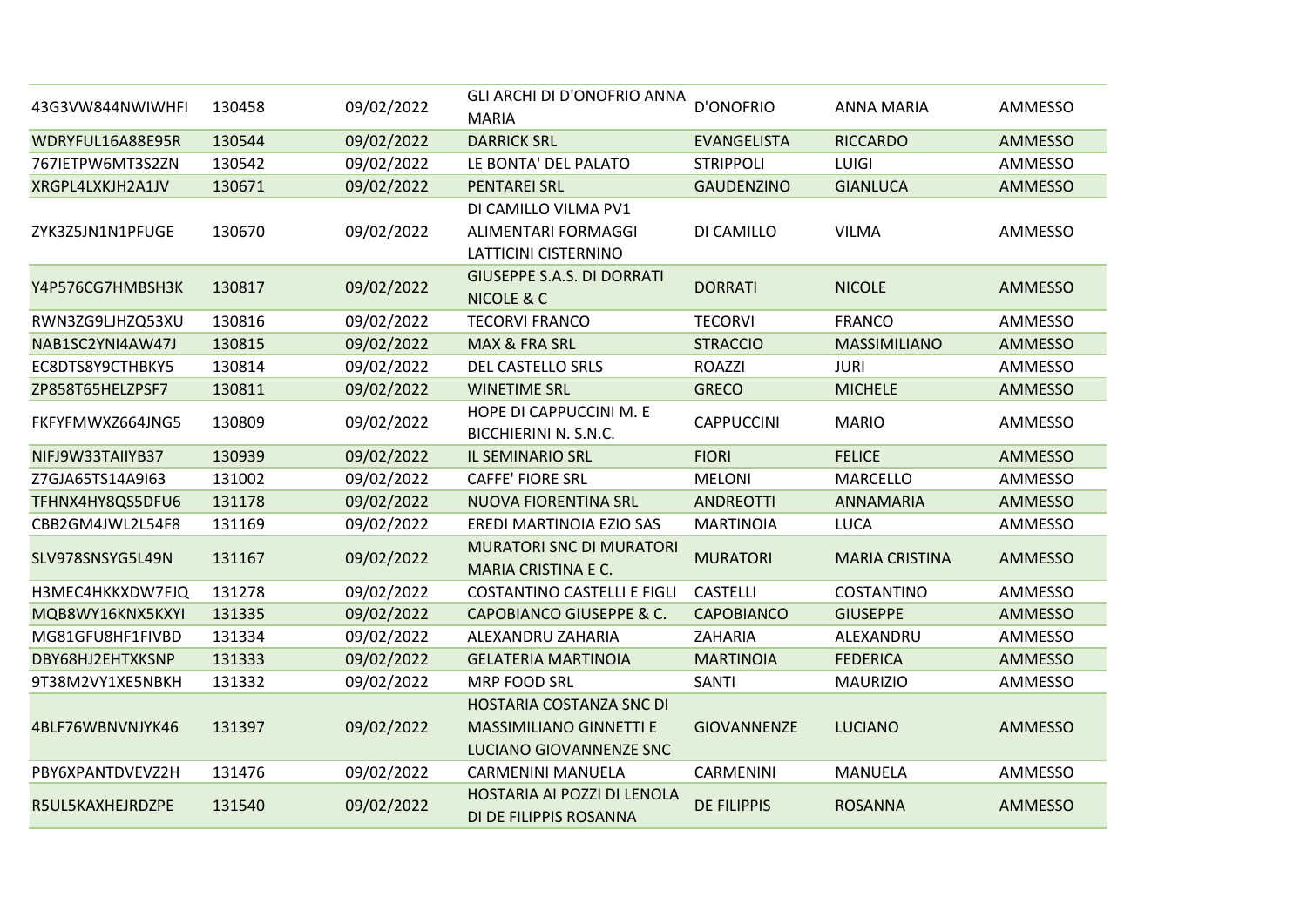| | | | | | | |
|---|---|---|---|---|---|---|
| 43G3VW844NWIWHFI | 130458 | 09/02/2022 | GLI ARCHI DI D'ONOFRIO ANNA MARIA | D'ONOFRIO | ANNA MARIA | AMMESSO |
| WDRYFUL16A88E95R | 130544 | 09/02/2022 | DARRICK SRL | EVANGELISTA | RICCARDO | AMMESSO |
| 767IETPW6MT3S2ZN | 130542 | 09/02/2022 | LE BONTA' DEL PALATO | STRIPPOLI | LUIGI | AMMESSO |
| XRGPL4LXKJH2A1JV | 130671 | 09/02/2022 | PENTAREI SRL | GAUDENZINO | GIANLUCA | AMMESSO |
| ZYK3Z5JN1N1PFUGE | 130670 | 09/02/2022 | DI CAMILLO VILMA PV1 ALIMENTARI FORMAGGI LATTICINI CISTERNINO | DI CAMILLO | VILMA | AMMESSO |
| Y4P576CG7HMBSH3K | 130817 | 09/02/2022 | GIUSEPPE S.A.S. DI DORRATI NICOLE & C | DORRATI | NICOLE | AMMESSO |
| RWN3ZG9LJHZQ53XU | 130816 | 09/02/2022 | TECORVI FRANCO | TECORVI | FRANCO | AMMESSO |
| NAB1SC2YNI4AW47J | 130815 | 09/02/2022 | MAX & FRA SRL | STRACCIO | MASSIMILIANO | AMMESSO |
| EC8DTS8Y9CTHBKY5 | 130814 | 09/02/2022 | DEL CASTELLO SRLS | ROAZZI | JURI | AMMESSO |
| ZP858T65HELZPSF7 | 130811 | 09/02/2022 | WINETIME SRL | GRECO | MICHELE | AMMESSO |
| FKFYFMWXZ664JNG5 | 130809 | 09/02/2022 | HOPE DI CAPPUCCINI M. E BICCHIERINI N. S.N.C. | CAPPUCCINI | MARIO | AMMESSO |
| NIFJ9W33TAIIYB37 | 130939 | 09/02/2022 | IL SEMINARIO SRL | FIORI | FELICE | AMMESSO |
| Z7GJA65TS14A9I63 | 131002 | 09/02/2022 | CAFFE' FIORE SRL | MELONI | MARCELLO | AMMESSO |
| TFHNX4HY8QS5DFU6 | 131178 | 09/02/2022 | NUOVA FIORENTINA SRL | ANDREOTTI | ANNAMARIA | AMMESSO |
| CBB2GM4JWL2L54F8 | 131169 | 09/02/2022 | EREDI MARTINOIA EZIO SAS | MARTINOIA | LUCA | AMMESSO |
| SLV978SNSYG5L49N | 131167 | 09/02/2022 | MURATORI SNC DI MURATORI MARIA CRISTINA E C. | MURATORI | MARIA CRISTINA | AMMESSO |
| H3MEC4HKKXDW7FJQ | 131278 | 09/02/2022 | COSTANTINO CASTELLI E FIGLI | CASTELLI | COSTANTINO | AMMESSO |
| MQB8WY16KNX5KXYI | 131335 | 09/02/2022 | CAPOBIANCO GIUSEPPE & C. | CAPOBIANCO | GIUSEPPE | AMMESSO |
| MG81GFU8HF1FIVBD | 131334 | 09/02/2022 | ALEXANDRU ZAHARIA | ZAHARIA | ALEXANDRU | AMMESSO |
| DBY68HJ2EHTXKSNP | 131333 | 09/02/2022 | GELATERIA MARTINOIA | MARTINOIA | FEDERICA | AMMESSO |
| 9T38M2VY1XE5NBKH | 131332 | 09/02/2022 | MRP FOOD SRL | SANTI | MAURIZIO | AMMESSO |
| 4BLF76WBNVNJYK46 | 131397 | 09/02/2022 | HOSTARIA COSTANZA SNC DI MASSIMILIANO GINNETTI E LUCIANO GIOVANNENZE SNC | GIOVANNENZE | LUCIANO | AMMESSO |
| PBY6XPANTDVEVZ2H | 131476 | 09/02/2022 | CARMENINI MANUELA | CARMENINI | MANUELA | AMMESSO |
| R5UL5KAXHEJRDZPE | 131540 | 09/02/2022 | HOSTARIA AI POZZI DI LENOLA DI DE FILIPPIS ROSANNA | DE FILIPPIS | ROSANNA | AMMESSO |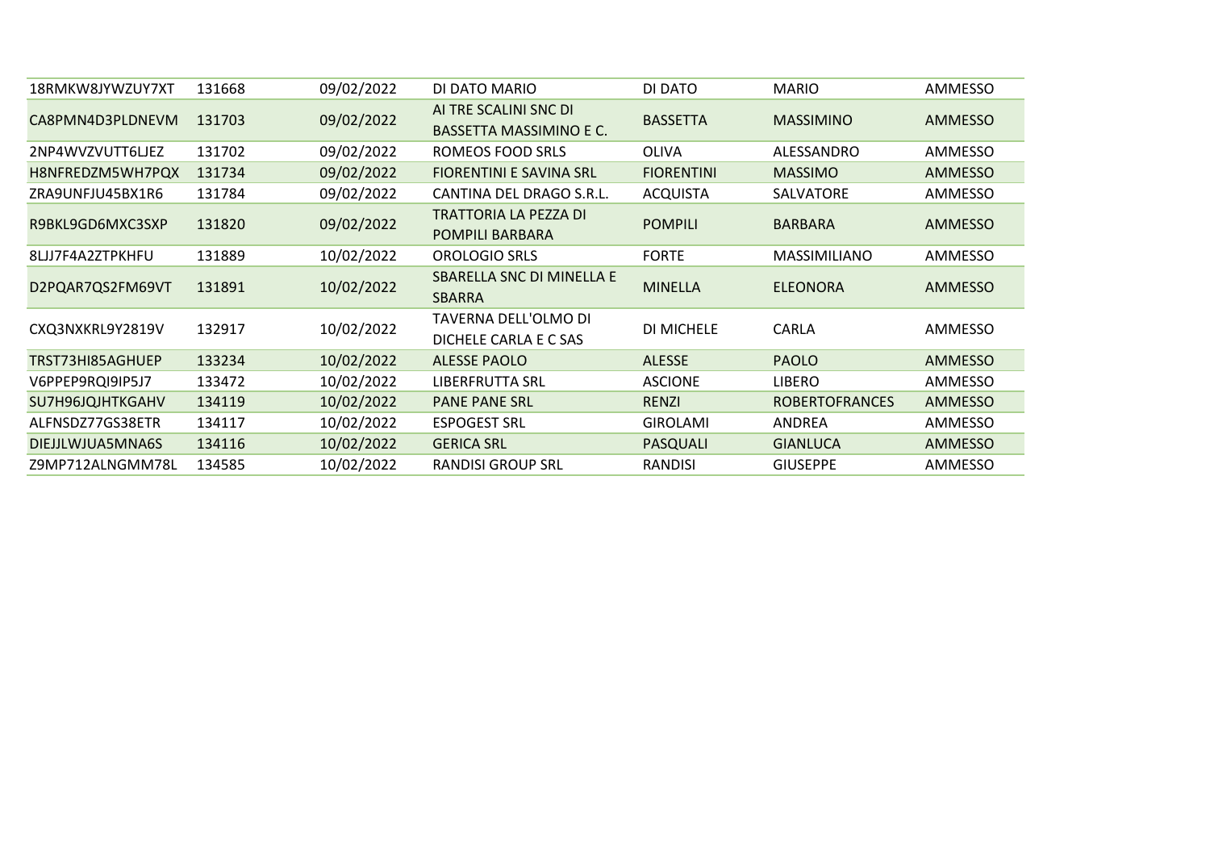| | | | | | | |
|---|---|---|---|---|---|---|
| 18RMKW8JYWZUY7XT | 131668 | 09/02/2022 | DI DATO MARIO | DI DATO | MARIO | AMMESSO |
| CA8PMN4D3PLDNEVM | 131703 | 09/02/2022 | AI TRE SCALINI SNC DI BASSETTA MASSIMINO E C. | BASSETTA | MASSIMINO | AMMESSO |
| 2NP4WVZVUTT6LJEZ | 131702 | 09/02/2022 | ROMEOS FOOD SRLS | OLIVA | ALESSANDRO | AMMESSO |
| H8NFREDZM5WH7PQX | 131734 | 09/02/2022 | FIORENTINI E SAVINA SRL | FIORENTINI | MASSIMO | AMMESSO |
| ZRA9UNFJU45BX1R6 | 131784 | 09/02/2022 | CANTINA DEL DRAGO S.R.L. | ACQUISTA | SALVATORE | AMMESSO |
| R9BKL9GD6MXC3SXP | 131820 | 09/02/2022 | TRATTORIA LA PEZZA DI POMPILI BARBARA | POMPILI | BARBARA | AMMESSO |
| 8LJJ7F4A2ZTPKHFU | 131889 | 10/02/2022 | OROLOGIO SRLS | FORTE | MASSIMILIANO | AMMESSO |
| D2PQAR7QS2FM69VT | 131891 | 10/02/2022 | SBARELLA SNC DI MINELLA E SBARRA | MINELLA | ELEONORA | AMMESSO |
| CXQ3NXKRL9Y2819V | 132917 | 10/02/2022 | TAVERNA DELL'OLMO DI DICHELE CARLA E C SAS | DI MICHELE | CARLA | AMMESSO |
| TRST73HI85AGHUEP | 133234 | 10/02/2022 | ALESSE PAOLO | ALESSE | PAOLO | AMMESSO |
| V6PPEP9RQI9IP5J7 | 133472 | 10/02/2022 | LIBERFRUTTA SRL | ASCIONE | LIBERO | AMMESSO |
| SU7H96JQJHTKGAHV | 134119 | 10/02/2022 | PANE PANE SRL | RENZI | ROBERTOFRANCES | AMMESSO |
| ALFNSDZ77GS38ETR | 134117 | 10/02/2022 | ESPOGEST SRL | GIROLAMI | ANDREA | AMMESSO |
| DIEJJLWJUA5MNA6S | 134116 | 10/02/2022 | GERICA SRL | PASQUALI | GIANLUCA | AMMESSO |
| Z9MP712ALNGMM78L | 134585 | 10/02/2022 | RANDISI GROUP SRL | RANDISI | GIUSEPPE | AMMESSO |